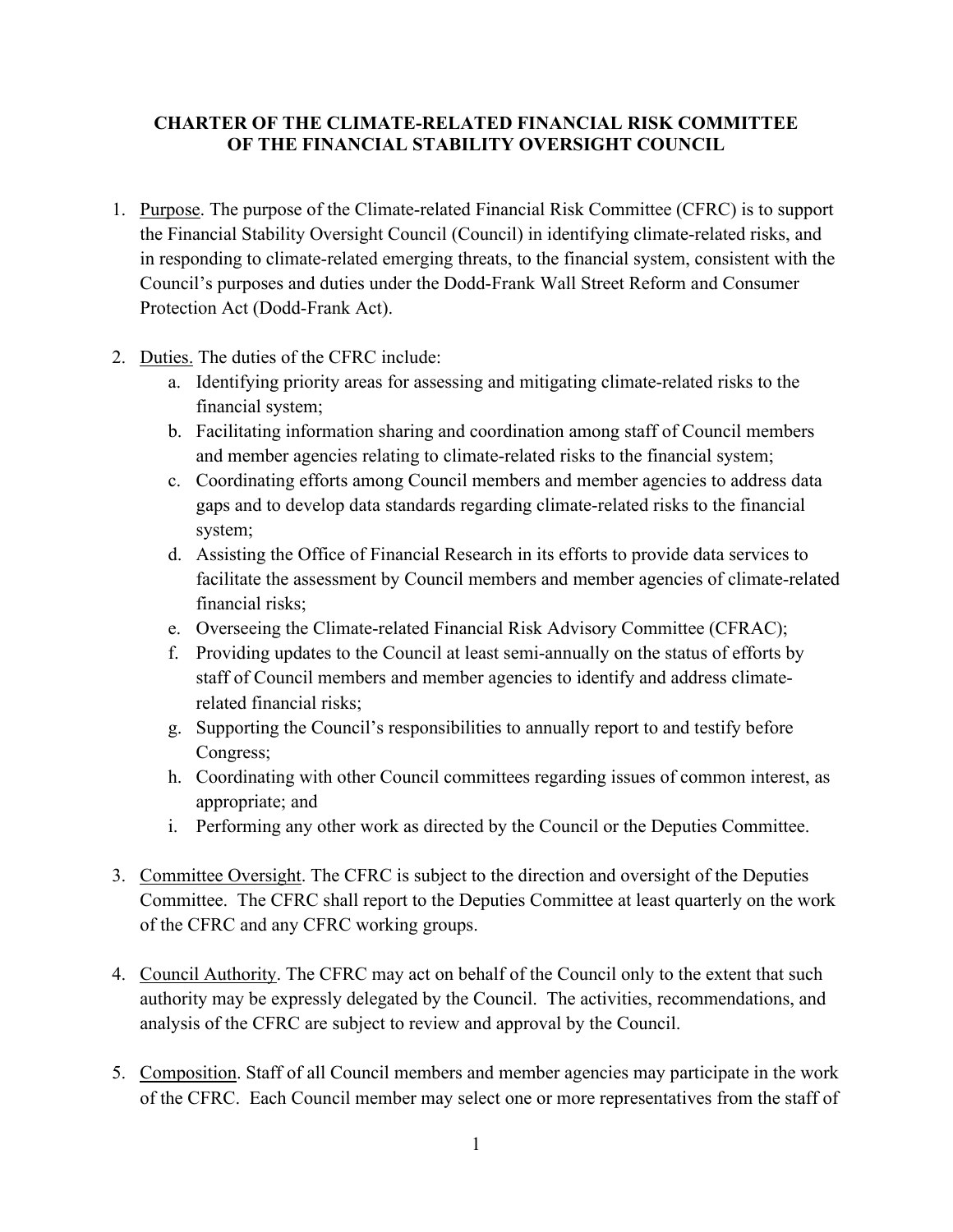# CHARTER OF THE CLIMATE-RELATED FINANCIAL RISK COMMITTEE OF THE FINANCIAL STABILITY OVERSIGHT COUNCIL

1. Purpose. The purpose of the Climate-related Financial Risk Committee (CFRC) is to support the Financial Stability Oversight Council (Council) in identifying climate-related risks, and in responding to climate-related emerging threats, to the financial system, consistent with the Council's purposes and duties under the Dodd-Frank Wall Street Reform and Consumer Protection Act (Dodd-Frank Act).

2. Duties. The duties of the CFRC include:
   a. Identifying priority areas for assessing and mitigating climate-related risks to the financial system;
   b. Facilitating information sharing and coordination among staff of Council members and member agencies relating to climate-related risks to the financial system;
   c. Coordinating efforts among Council members and member agencies to address data gaps and to develop data standards regarding climate-related risks to the financial system;
   d. Assisting the Office of Financial Research in its efforts to provide data services to facilitate the assessment by Council members and member agencies of climate-related financial risks;
   e. Overseeing the Climate-related Financial Risk Advisory Committee (CFRAC);
   f. Providing updates to the Council at least semi-annually on the status of efforts by staff of Council members and member agencies to identify and address climate-related financial risks;
   g. Supporting the Council's responsibilities to annually report to and testify before Congress;
   h. Coordinating with other Council committees regarding issues of common interest, as appropriate; and
   i. Performing any other work as directed by the Council or the Deputies Committee.

3. Committee Oversight. The CFRC is subject to the direction and oversight of the Deputies Committee. The CFRC shall report to the Deputies Committee at least quarterly on the work of the CFRC and any CFRC working groups.

4. Council Authority. The CFRC may act on behalf of the Council only to the extent that such authority may be expressly delegated by the Council. The activities, recommendations, and analysis of the CFRC are subject to review and approval by the Council.

5. Composition. Staff of all Council members and member agencies may participate in the work of the CFRC. Each Council member may select one or more representatives from the staff of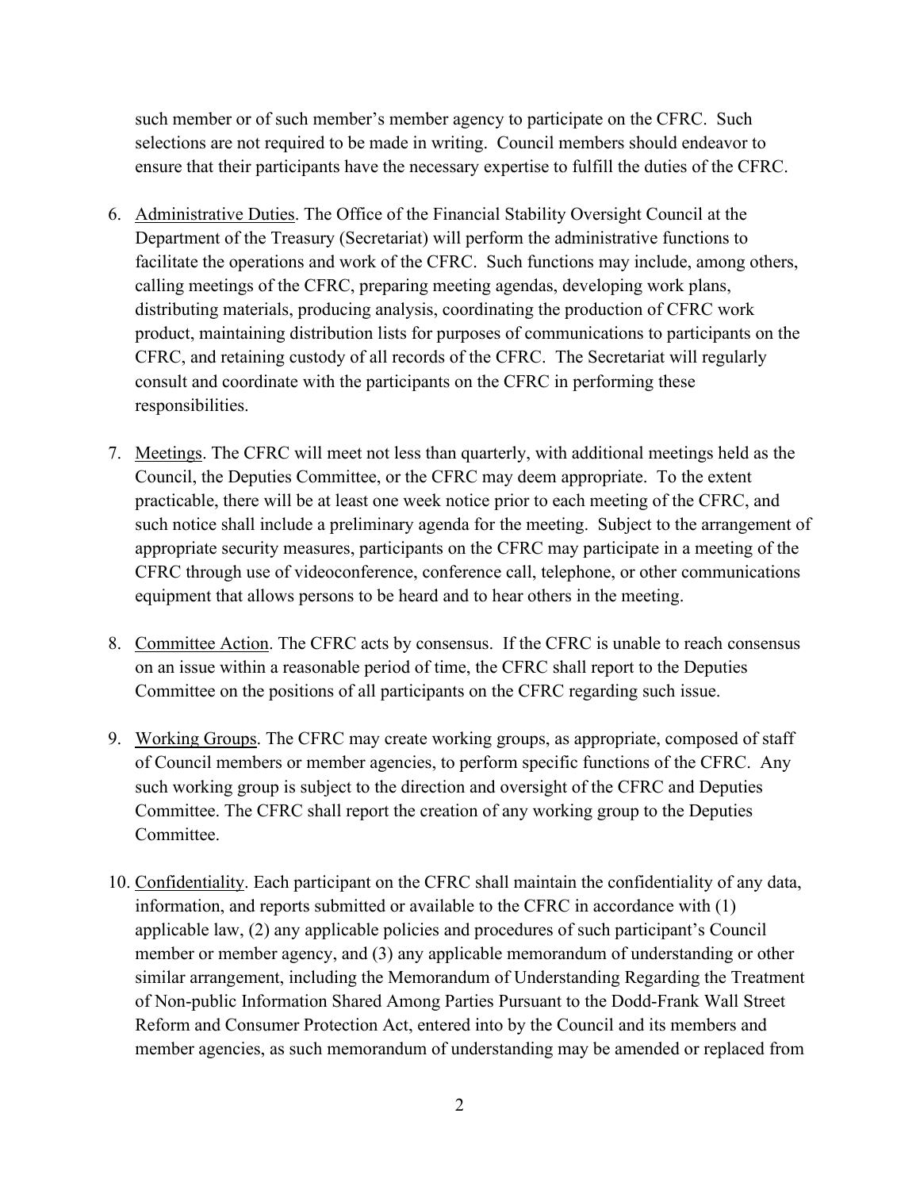such member or of such member's member agency to participate on the CFRC. Such selections are not required to be made in writing. Council members should endeavor to ensure that their participants have the necessary expertise to fulfill the duties of the CFRC.

6. <u>Administrative Duties</u>. The Office of the Financial Stability Oversight Council at the Department of the Treasury (Secretariat) will perform the administrative functions to facilitate the operations and work of the CFRC. Such functions may include, among others, calling meetings of the CFRC, preparing meeting agendas, developing work plans, distributing materials, producing analysis, coordinating the production of CFRC work product, maintaining distribution lists for purposes of communications to participants on the CFRC, and retaining custody of all records of the CFRC. The Secretariat will regularly consult and coordinate with the participants on the CFRC in performing these responsibilities.

7. <u>Meetings</u>. The CFRC will meet not less than quarterly, with additional meetings held as the Council, the Deputies Committee, or the CFRC may deem appropriate. To the extent practicable, there will be at least one week notice prior to each meeting of the CFRC, and such notice shall include a preliminary agenda for the meeting. Subject to the arrangement of appropriate security measures, participants on the CFRC may participate in a meeting of the CFRC through use of videoconference, conference call, telephone, or other communications equipment that allows persons to be heard and to hear others in the meeting.

8. <u>Committee Action</u>. The CFRC acts by consensus. If the CFRC is unable to reach consensus on an issue within a reasonable period of time, the CFRC shall report to the Deputies Committee on the positions of all participants on the CFRC regarding such issue.

9. <u>Working Groups</u>. The CFRC may create working groups, as appropriate, composed of staff of Council members or member agencies, to perform specific functions of the CFRC. Any such working group is subject to the direction and oversight of the CFRC and Deputies Committee. The CFRC shall report the creation of any working group to the Deputies Committee.

10. <u>Confidentiality</u>. Each participant on the CFRC shall maintain the confidentiality of any data, information, and reports submitted or available to the CFRC in accordance with (1) applicable law, (2) any applicable policies and procedures of such participant's Council member or member agency, and (3) any applicable memorandum of understanding or other similar arrangement, including the Memorandum of Understanding Regarding the Treatment of Non-public Information Shared Among Parties Pursuant to the Dodd-Frank Wall Street Reform and Consumer Protection Act, entered into by the Council and its members and member agencies, as such memorandum of understanding may be amended or replaced from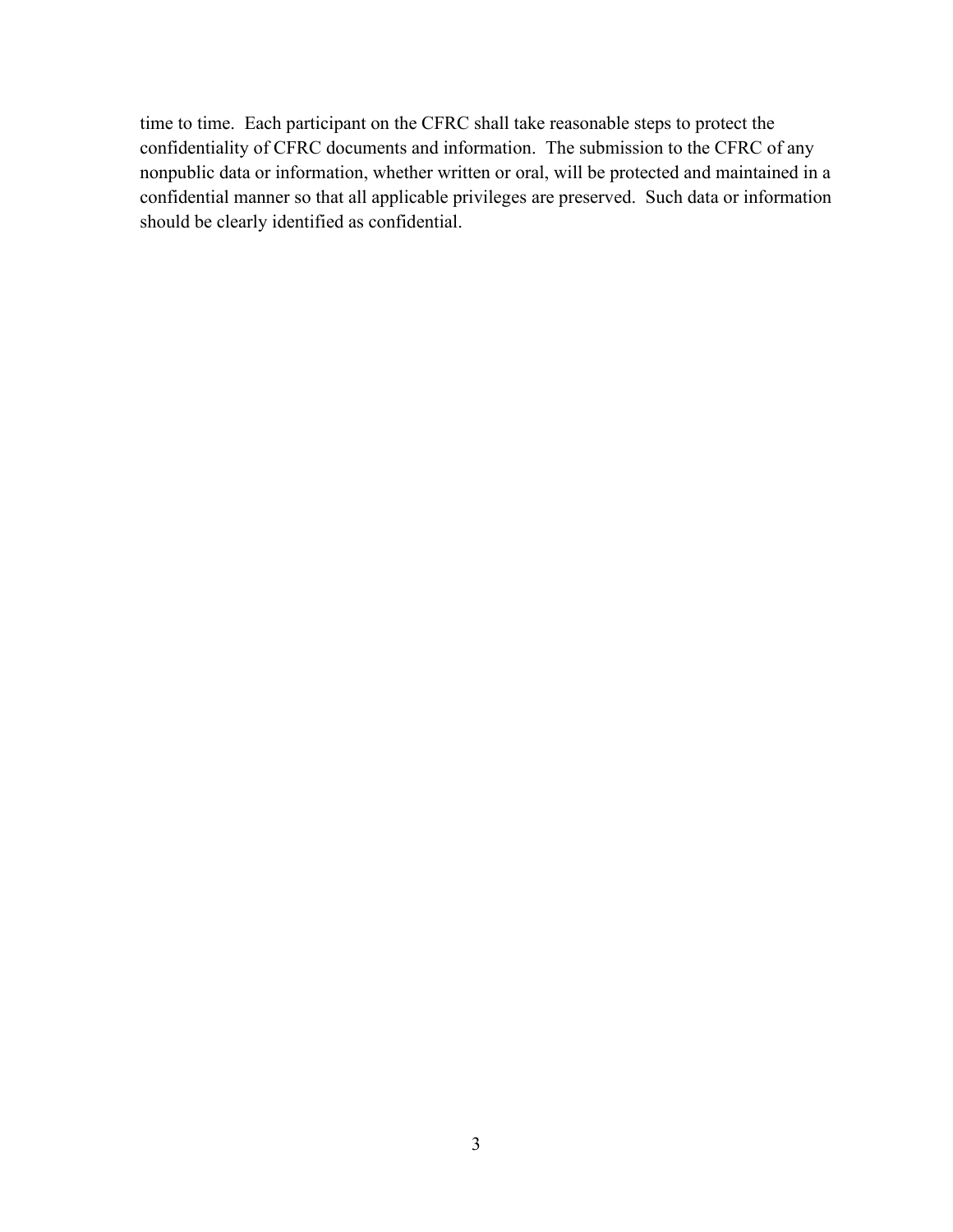time to time. Each participant on the CFRC shall take reasonable steps to protect the confidentiality of CFRC documents and information. The submission to the CFRC of any nonpublic data or information, whether written or oral, will be protected and maintained in a confidential manner so that all applicable privileges are preserved. Such data or information should be clearly identified as confidential.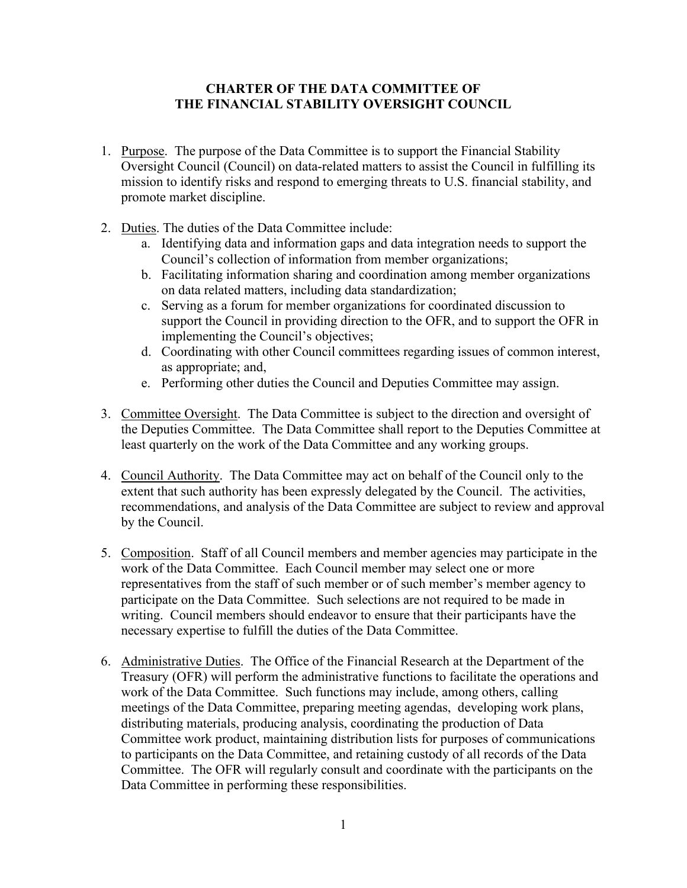# CHARTER OF THE DATA COMMITTEE OF THE FINANCIAL STABILITY OVERSIGHT COUNCIL

1. Purpose. The purpose of the Data Committee is to support the Financial Stability Oversight Council (Council) on data-related matters to assist the Council in fulfilling its mission to identify risks and respond to emerging threats to U.S. financial stability, and promote market discipline.

2. Duties. The duties of the Data Committee include:
   a. Identifying data and information gaps and data integration needs to support the Council's collection of information from member organizations;
   b. Facilitating information sharing and coordination among member organizations on data related matters, including data standardization;
   c. Serving as a forum for member organizations for coordinated discussion to support the Council in providing direction to the OFR, and to support the OFR in implementing the Council's objectives;
   d. Coordinating with other Council committees regarding issues of common interest, as appropriate; and,
   e. Performing other duties the Council and Deputies Committee may assign.

3. Committee Oversight. The Data Committee is subject to the direction and oversight of the Deputies Committee. The Data Committee shall report to the Deputies Committee at least quarterly on the work of the Data Committee and any working groups.

4. Council Authority. The Data Committee may act on behalf of the Council only to the extent that such authority has been expressly delegated by the Council. The activities, recommendations, and analysis of the Data Committee are subject to review and approval by the Council.

5. Composition. Staff of all Council members and member agencies may participate in the work of the Data Committee. Each Council member may select one or more representatives from the staff of such member or of such member's member agency to participate on the Data Committee. Such selections are not required to be made in writing. Council members should endeavor to ensure that their participants have the necessary expertise to fulfill the duties of the Data Committee.

6. Administrative Duties. The Office of the Financial Research at the Department of the Treasury (OFR) will perform the administrative functions to facilitate the operations and work of the Data Committee. Such functions may include, among others, calling meetings of the Data Committee, preparing meeting agendas, developing work plans, distributing materials, producing analysis, coordinating the production of Data Committee work product, maintaining distribution lists for purposes of communications to participants on the Data Committee, and retaining custody of all records of the Data Committee. The OFR will regularly consult and coordinate with the participants on the Data Committee in performing these responsibilities.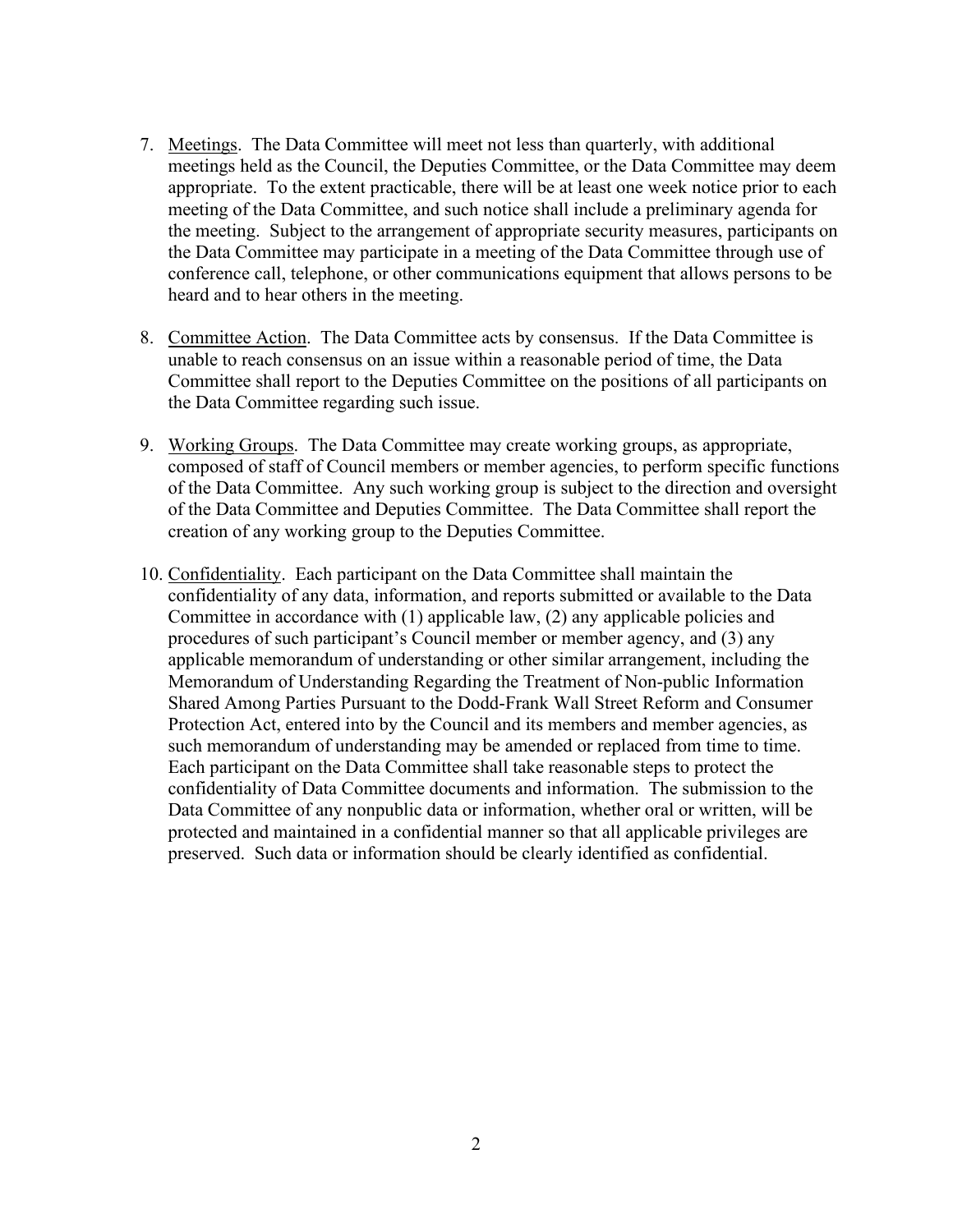7. Meetings. The Data Committee will meet not less than quarterly, with additional meetings held as the Council, the Deputies Committee, or the Data Committee may deem appropriate. To the extent practicable, there will be at least one week notice prior to each meeting of the Data Committee, and such notice shall include a preliminary agenda for the meeting. Subject to the arrangement of appropriate security measures, participants on the Data Committee may participate in a meeting of the Data Committee through use of conference call, telephone, or other communications equipment that allows persons to be heard and to hear others in the meeting.

8. Committee Action. The Data Committee acts by consensus. If the Data Committee is unable to reach consensus on an issue within a reasonable period of time, the Data Committee shall report to the Deputies Committee on the positions of all participants on the Data Committee regarding such issue.

9. Working Groups. The Data Committee may create working groups, as appropriate, composed of staff of Council members or member agencies, to perform specific functions of the Data Committee. Any such working group is subject to the direction and oversight of the Data Committee and Deputies Committee. The Data Committee shall report the creation of any working group to the Deputies Committee.

10. Confidentiality. Each participant on the Data Committee shall maintain the confidentiality of any data, information, and reports submitted or available to the Data Committee in accordance with (1) applicable law, (2) any applicable policies and procedures of such participant's Council member or member agency, and (3) any applicable memorandum of understanding or other similar arrangement, including the Memorandum of Understanding Regarding the Treatment of Non-public Information Shared Among Parties Pursuant to the Dodd-Frank Wall Street Reform and Consumer Protection Act, entered into by the Council and its members and member agencies, as such memorandum of understanding may be amended or replaced from time to time. Each participant on the Data Committee shall take reasonable steps to protect the confidentiality of Data Committee documents and information. The submission to the Data Committee of any nonpublic data or information, whether oral or written, will be protected and maintained in a confidential manner so that all applicable privileges are preserved. Such data or information should be clearly identified as confidential.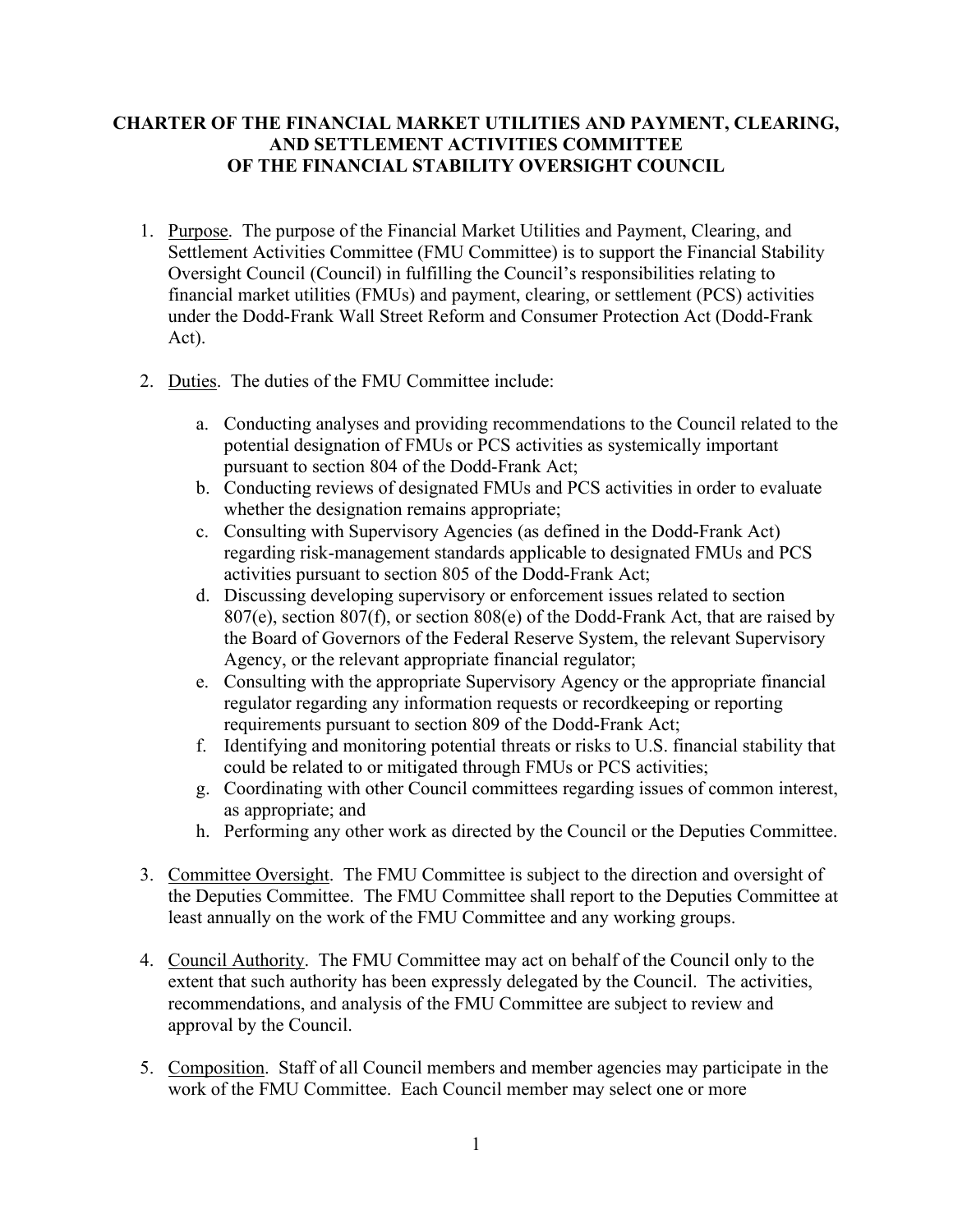**CHARTER OF THE FINANCIAL MARKET UTILITIES AND PAYMENT, CLEARING, AND SETTLEMENT ACTIVITIES COMMITTEE OF THE FINANCIAL STABILITY OVERSIGHT COUNCIL**

1. Purpose. The purpose of the Financial Market Utilities and Payment, Clearing, and Settlement Activities Committee (FMU Committee) is to support the Financial Stability Oversight Council (Council) in fulfilling the Council's responsibilities relating to financial market utilities (FMUs) and payment, clearing, or settlement (PCS) activities under the Dodd-Frank Wall Street Reform and Consumer Protection Act (Dodd-Frank Act).

2. Duties. The duties of the FMU Committee include:

    a. Conducting analyses and providing recommendations to the Council related to the potential designation of FMUs or PCS activities as systemically important pursuant to section 804 of the Dodd-Frank Act;
    b. Conducting reviews of designated FMUs and PCS activities in order to evaluate whether the designation remains appropriate;
    c. Consulting with Supervisory Agencies (as defined in the Dodd-Frank Act) regarding risk-management standards applicable to designated FMUs and PCS activities pursuant to section 805 of the Dodd-Frank Act;
    d. Discussing developing supervisory or enforcement issues related to section 807(e), section 807(f), or section 808(e) of the Dodd-Frank Act, that are raised by the Board of Governors of the Federal Reserve System, the relevant Supervisory Agency, or the relevant appropriate financial regulator;
    e. Consulting with the appropriate Supervisory Agency or the appropriate financial regulator regarding any information requests or recordkeeping or reporting requirements pursuant to section 809 of the Dodd-Frank Act;
    f. Identifying and monitoring potential threats or risks to U.S. financial stability that could be related to or mitigated through FMUs or PCS activities;
    g. Coordinating with other Council committees regarding issues of common interest, as appropriate; and
    h. Performing any other work as directed by the Council or the Deputies Committee.

3. Committee Oversight. The FMU Committee is subject to the direction and oversight of the Deputies Committee. The FMU Committee shall report to the Deputies Committee at least annually on the work of the FMU Committee and any working groups.

4. Council Authority. The FMU Committee may act on behalf of the Council only to the extent that such authority has been expressly delegated by the Council. The activities, recommendations, and analysis of the FMU Committee are subject to review and approval by the Council.

5. Composition. Staff of all Council members and member agencies may participate in the work of the FMU Committee. Each Council member may select one or more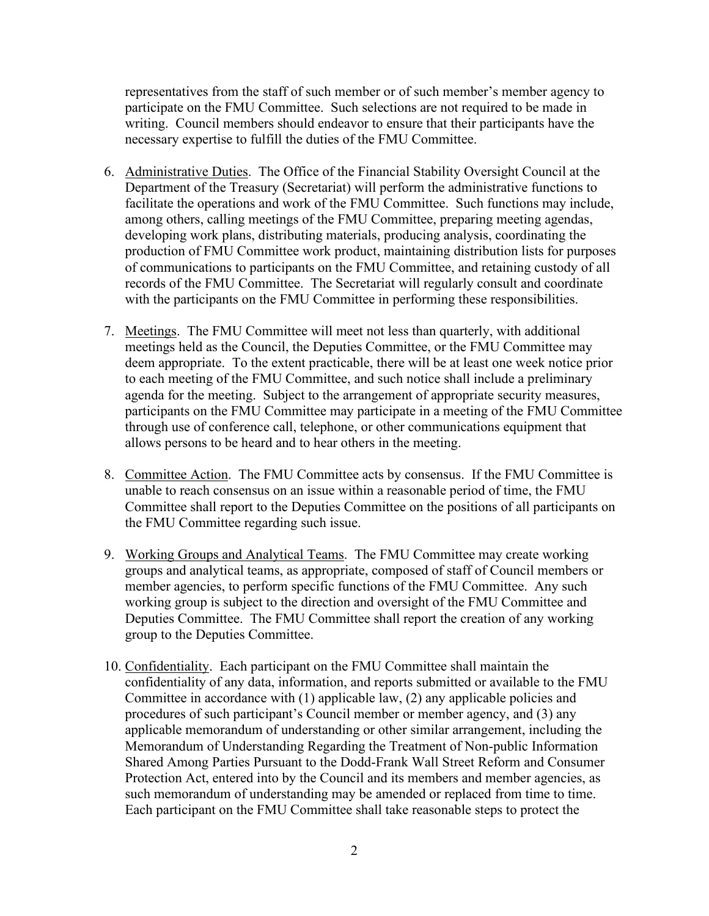representatives from the staff of such member or of such member's member agency to participate on the FMU Committee. Such selections are not required to be made in writing. Council members should endeavor to ensure that their participants have the necessary expertise to fulfill the duties of the FMU Committee.

6. Administrative Duties. The Office of the Financial Stability Oversight Council at the Department of the Treasury (Secretariat) will perform the administrative functions to facilitate the operations and work of the FMU Committee. Such functions may include, among others, calling meetings of the FMU Committee, preparing meeting agendas, developing work plans, distributing materials, producing analysis, coordinating the production of FMU Committee work product, maintaining distribution lists for purposes of communications to participants on the FMU Committee, and retaining custody of all records of the FMU Committee. The Secretariat will regularly consult and coordinate with the participants on the FMU Committee in performing these responsibilities.

7. Meetings. The FMU Committee will meet not less than quarterly, with additional meetings held as the Council, the Deputies Committee, or the FMU Committee may deem appropriate. To the extent practicable, there will be at least one week notice prior to each meeting of the FMU Committee, and such notice shall include a preliminary agenda for the meeting. Subject to the arrangement of appropriate security measures, participants on the FMU Committee may participate in a meeting of the FMU Committee through use of conference call, telephone, or other communications equipment that allows persons to be heard and to hear others in the meeting.

8. Committee Action. The FMU Committee acts by consensus. If the FMU Committee is unable to reach consensus on an issue within a reasonable period of time, the FMU Committee shall report to the Deputies Committee on the positions of all participants on the FMU Committee regarding such issue.

9. Working Groups and Analytical Teams. The FMU Committee may create working groups and analytical teams, as appropriate, composed of staff of Council members or member agencies, to perform specific functions of the FMU Committee. Any such working group is subject to the direction and oversight of the FMU Committee and Deputies Committee. The FMU Committee shall report the creation of any working group to the Deputies Committee.

10. Confidentiality. Each participant on the FMU Committee shall maintain the confidentiality of any data, information, and reports submitted or available to the FMU Committee in accordance with (1) applicable law, (2) any applicable policies and procedures of such participant's Council member or member agency, and (3) any applicable memorandum of understanding or other similar arrangement, including the Memorandum of Understanding Regarding the Treatment of Non-public Information Shared Among Parties Pursuant to the Dodd-Frank Wall Street Reform and Consumer Protection Act, entered into by the Council and its members and member agencies, as such memorandum of understanding may be amended or replaced from time to time. Each participant on the FMU Committee shall take reasonable steps to protect the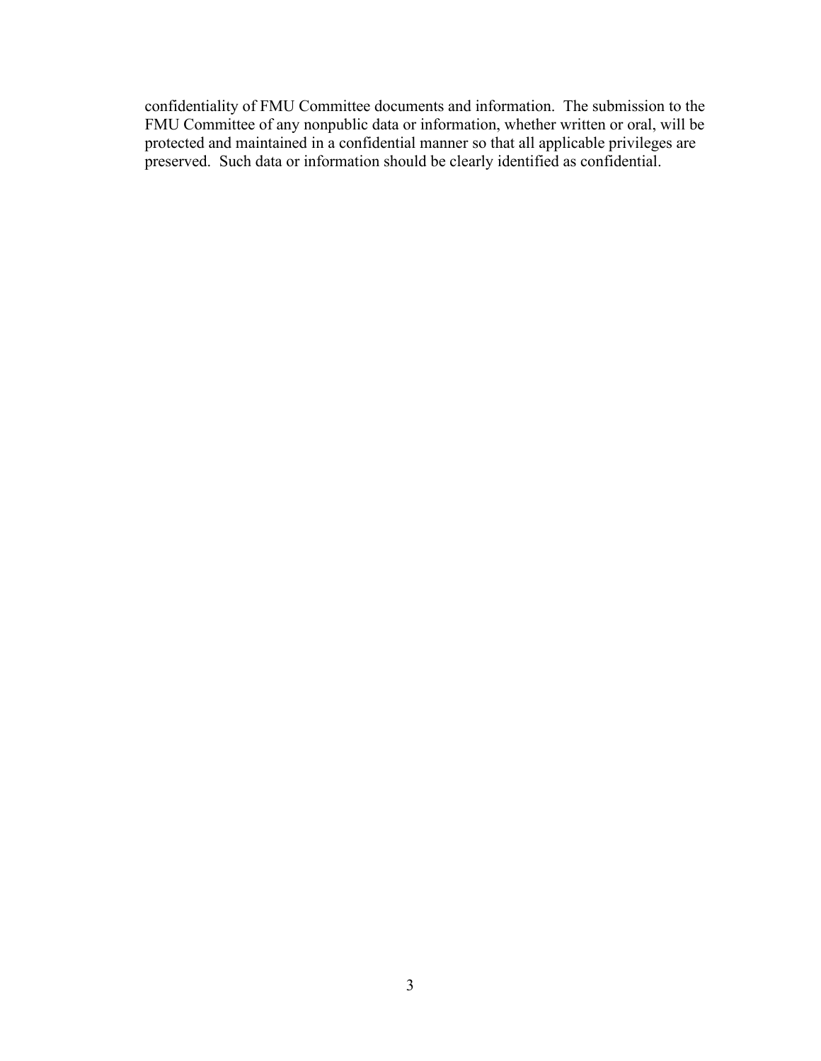confidentiality of FMU Committee documents and information. The submission to the FMU Committee of any nonpublic data or information, whether written or oral, will be protected and maintained in a confidential manner so that all applicable privileges are preserved. Such data or information should be clearly identified as confidential.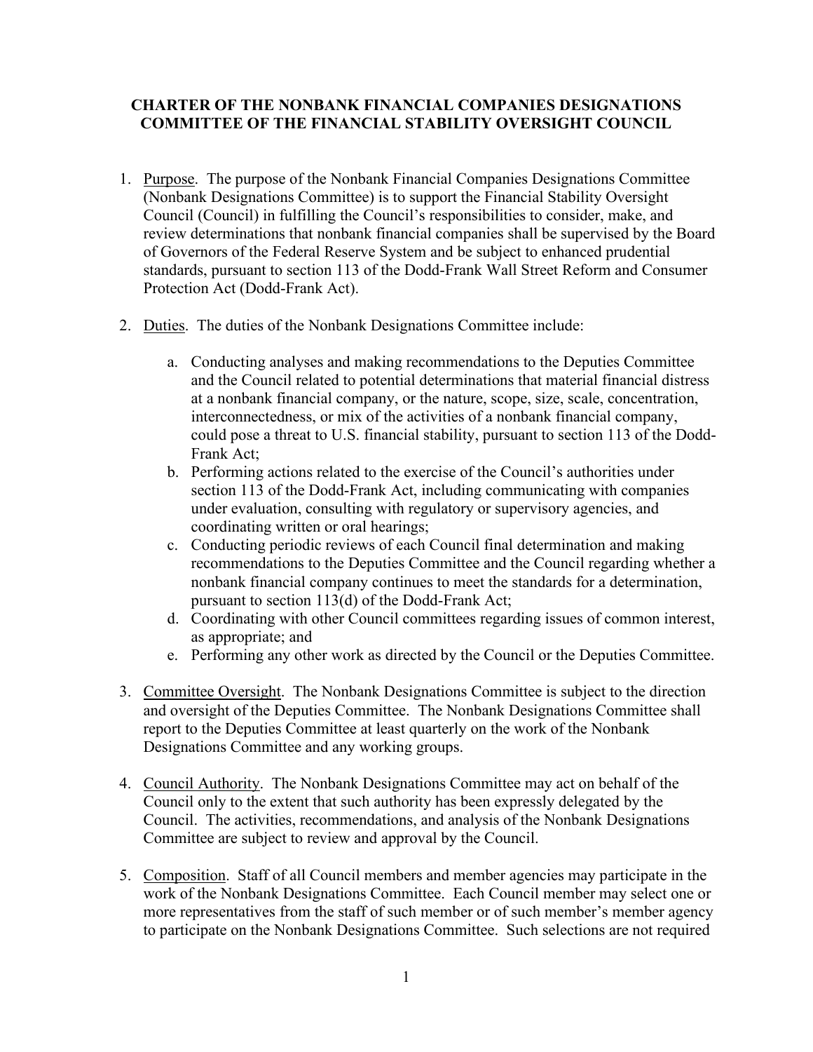# CHARTER OF THE NONBANK FINANCIAL COMPANIES DESIGNATIONS COMMITTEE OF THE FINANCIAL STABILITY OVERSIGHT COUNCIL

1. Purpose. The purpose of the Nonbank Financial Companies Designations Committee (Nonbank Designations Committee) is to support the Financial Stability Oversight Council (Council) in fulfilling the Council's responsibilities to consider, make, and review determinations that nonbank financial companies shall be supervised by the Board of Governors of the Federal Reserve System and be subject to enhanced prudential standards, pursuant to section 113 of the Dodd-Frank Wall Street Reform and Consumer Protection Act (Dodd-Frank Act).

2. Duties. The duties of the Nonbank Designations Committee include:

    a. Conducting analyses and making recommendations to the Deputies Committee and the Council related to potential determinations that material financial distress at a nonbank financial company, or the nature, scope, size, scale, concentration, interconnectedness, or mix of the activities of a nonbank financial company, could pose a threat to U.S. financial stability, pursuant to section 113 of the Dodd-Frank Act;
    b. Performing actions related to the exercise of the Council's authorities under section 113 of the Dodd-Frank Act, including communicating with companies under evaluation, consulting with regulatory or supervisory agencies, and coordinating written or oral hearings;
    c. Conducting periodic reviews of each Council final determination and making recommendations to the Deputies Committee and the Council regarding whether a nonbank financial company continues to meet the standards for a determination, pursuant to section 113(d) of the Dodd-Frank Act;
    d. Coordinating with other Council committees regarding issues of common interest, as appropriate; and
    e. Performing any other work as directed by the Council or the Deputies Committee.

3. Committee Oversight. The Nonbank Designations Committee is subject to the direction and oversight of the Deputies Committee. The Nonbank Designations Committee shall report to the Deputies Committee at least quarterly on the work of the Nonbank Designations Committee and any working groups.

4. Council Authority. The Nonbank Designations Committee may act on behalf of the Council only to the extent that such authority has been expressly delegated by the Council. The activities, recommendations, and analysis of the Nonbank Designations Committee are subject to review and approval by the Council.

5. Composition. Staff of all Council members and member agencies may participate in the work of the Nonbank Designations Committee. Each Council member may select one or more representatives from the staff of such member or of such member's member agency to participate on the Nonbank Designations Committee. Such selections are not required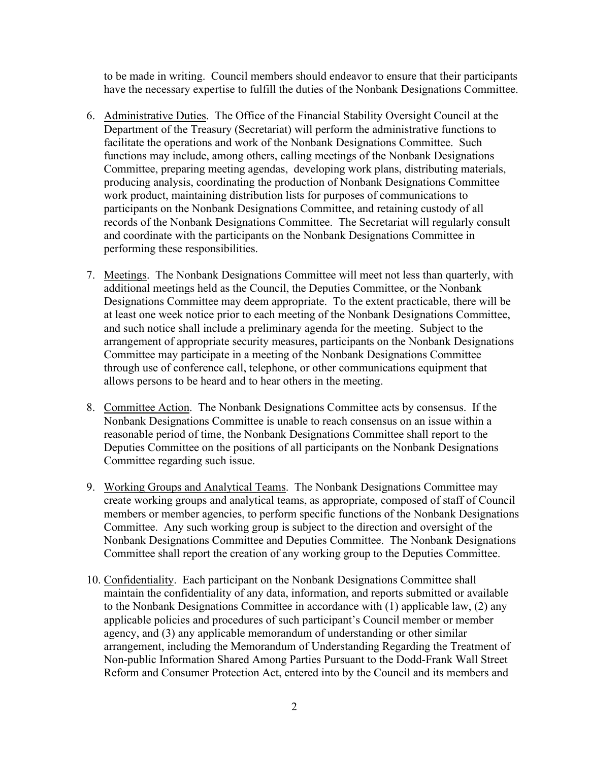to be made in writing. Council members should endeavor to ensure that their participants have the necessary expertise to fulfill the duties of the Nonbank Designations Committee.

6. Administrative Duties. The Office of the Financial Stability Oversight Council at the Department of the Treasury (Secretariat) will perform the administrative functions to facilitate the operations and work of the Nonbank Designations Committee. Such functions may include, among others, calling meetings of the Nonbank Designations Committee, preparing meeting agendas, developing work plans, distributing materials, producing analysis, coordinating the production of Nonbank Designations Committee work product, maintaining distribution lists for purposes of communications to participants on the Nonbank Designations Committee, and retaining custody of all records of the Nonbank Designations Committee. The Secretariat will regularly consult and coordinate with the participants on the Nonbank Designations Committee in performing these responsibilities.

7. Meetings. The Nonbank Designations Committee will meet not less than quarterly, with additional meetings held as the Council, the Deputies Committee, or the Nonbank Designations Committee may deem appropriate. To the extent practicable, there will be at least one week notice prior to each meeting of the Nonbank Designations Committee, and such notice shall include a preliminary agenda for the meeting. Subject to the arrangement of appropriate security measures, participants on the Nonbank Designations Committee may participate in a meeting of the Nonbank Designations Committee through use of conference call, telephone, or other communications equipment that allows persons to be heard and to hear others in the meeting.

8. Committee Action. The Nonbank Designations Committee acts by consensus. If the Nonbank Designations Committee is unable to reach consensus on an issue within a reasonable period of time, the Nonbank Designations Committee shall report to the Deputies Committee on the positions of all participants on the Nonbank Designations Committee regarding such issue.

9. Working Groups and Analytical Teams. The Nonbank Designations Committee may create working groups and analytical teams, as appropriate, composed of staff of Council members or member agencies, to perform specific functions of the Nonbank Designations Committee. Any such working group is subject to the direction and oversight of the Nonbank Designations Committee and Deputies Committee. The Nonbank Designations Committee shall report the creation of any working group to the Deputies Committee.

10. Confidentiality. Each participant on the Nonbank Designations Committee shall maintain the confidentiality of any data, information, and reports submitted or available to the Nonbank Designations Committee in accordance with (1) applicable law, (2) any applicable policies and procedures of such participant's Council member or member agency, and (3) any applicable memorandum of understanding or other similar arrangement, including the Memorandum of Understanding Regarding the Treatment of Non-public Information Shared Among Parties Pursuant to the Dodd-Frank Wall Street Reform and Consumer Protection Act, entered into by the Council and its members and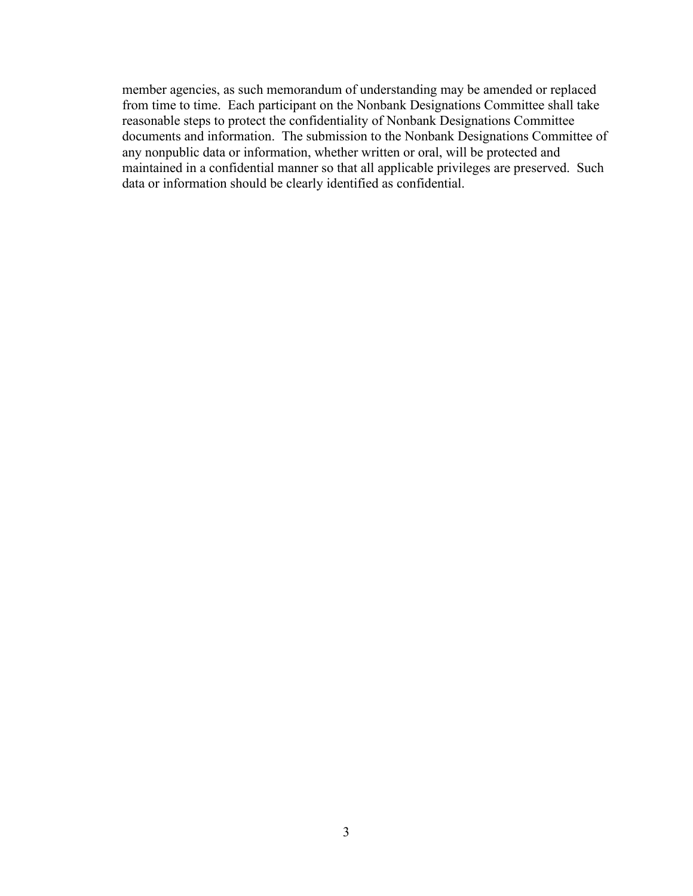member agencies, as such memorandum of understanding may be amended or replaced from time to time. Each participant on the Nonbank Designations Committee shall take reasonable steps to protect the confidentiality of Nonbank Designations Committee documents and information. The submission to the Nonbank Designations Committee of any nonpublic data or information, whether written or oral, will be protected and maintained in a confidential manner so that all applicable privileges are preserved. Such data or information should be clearly identified as confidential.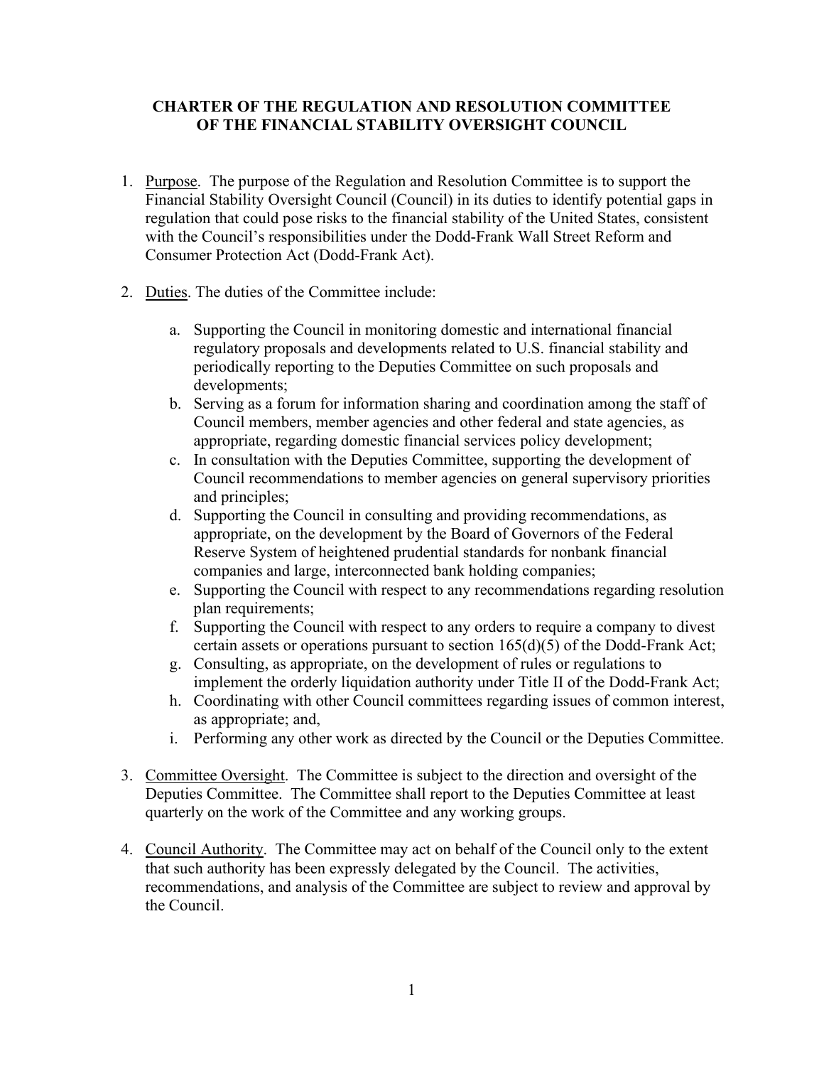# CHARTER OF THE REGULATION AND RESOLUTION COMMITTEE OF THE FINANCIAL STABILITY OVERSIGHT COUNCIL

1. Purpose. The purpose of the Regulation and Resolution Committee is to support the Financial Stability Oversight Council (Council) in its duties to identify potential gaps in regulation that could pose risks to the financial stability of the United States, consistent with the Council's responsibilities under the Dodd-Frank Wall Street Reform and Consumer Protection Act (Dodd-Frank Act).

2. Duties. The duties of the Committee include:

    a. Supporting the Council in monitoring domestic and international financial regulatory proposals and developments related to U.S. financial stability and periodically reporting to the Deputies Committee on such proposals and developments;
    b. Serving as a forum for information sharing and coordination among the staff of Council members, member agencies and other federal and state agencies, as appropriate, regarding domestic financial services policy development;
    c. In consultation with the Deputies Committee, supporting the development of Council recommendations to member agencies on general supervisory priorities and principles;
    d. Supporting the Council in consulting and providing recommendations, as appropriate, on the development by the Board of Governors of the Federal Reserve System of heightened prudential standards for nonbank financial companies and large, interconnected bank holding companies;
    e. Supporting the Council with respect to any recommendations regarding resolution plan requirements;
    f. Supporting the Council with respect to any orders to require a company to divest certain assets or operations pursuant to section 165(d)(5) of the Dodd-Frank Act;
    g. Consulting, as appropriate, on the development of rules or regulations to implement the orderly liquidation authority under Title II of the Dodd-Frank Act;
    h. Coordinating with other Council committees regarding issues of common interest, as appropriate; and,
    i. Performing any other work as directed by the Council or the Deputies Committee.

3. Committee Oversight. The Committee is subject to the direction and oversight of the Deputies Committee. The Committee shall report to the Deputies Committee at least quarterly on the work of the Committee and any working groups.

4. Council Authority. The Committee may act on behalf of the Council only to the extent that such authority has been expressly delegated by the Council. The activities, recommendations, and analysis of the Committee are subject to review and approval by the Council.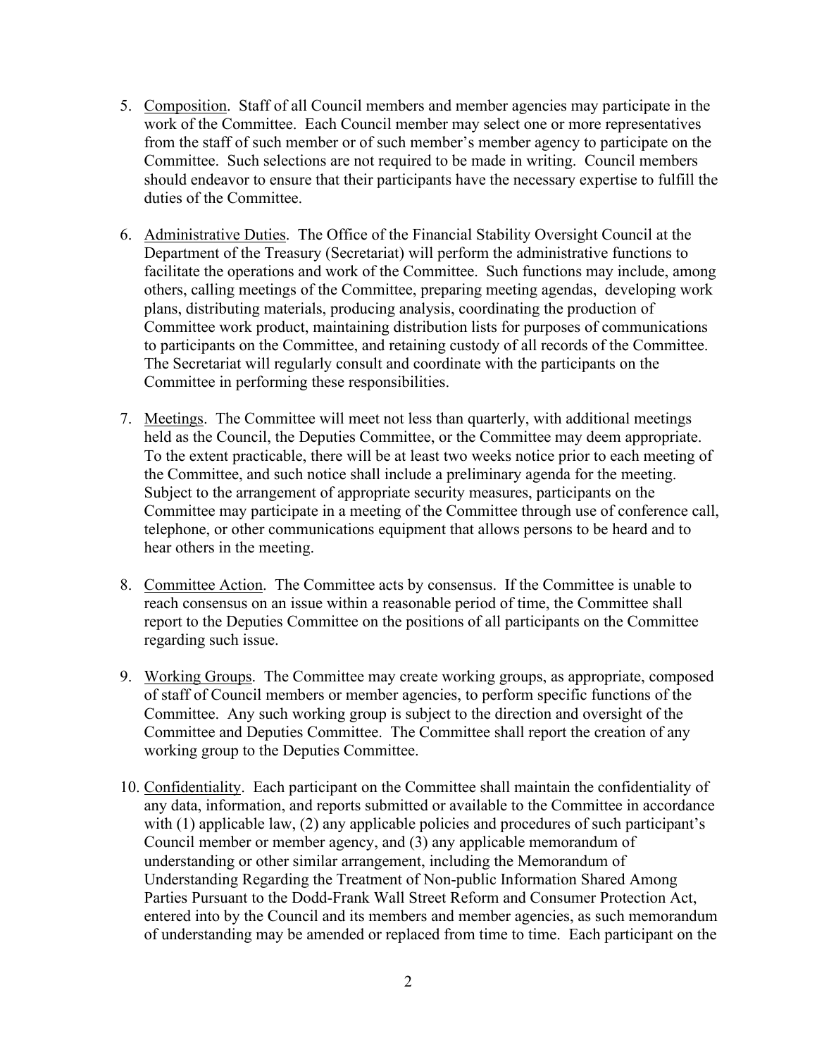5. <u>Composition</u>. Staff of all Council members and member agencies may participate in the work of the Committee. Each Council member may select one or more representatives from the staff of such member or of such member's member agency to participate on the Committee. Such selections are not required to be made in writing. Council members should endeavor to ensure that their participants have the necessary expertise to fulfill the duties of the Committee.

6. <u>Administrative Duties</u>. The Office of the Financial Stability Oversight Council at the Department of the Treasury (Secretariat) will perform the administrative functions to facilitate the operations and work of the Committee. Such functions may include, among others, calling meetings of the Committee, preparing meeting agendas, developing work plans, distributing materials, producing analysis, coordinating the production of Committee work product, maintaining distribution lists for purposes of communications to participants on the Committee, and retaining custody of all records of the Committee. The Secretariat will regularly consult and coordinate with the participants on the Committee in performing these responsibilities.

7. <u>Meetings</u>. The Committee will meet not less than quarterly, with additional meetings held as the Council, the Deputies Committee, or the Committee may deem appropriate. To the extent practicable, there will be at least two weeks notice prior to each meeting of the Committee, and such notice shall include a preliminary agenda for the meeting. Subject to the arrangement of appropriate security measures, participants on the Committee may participate in a meeting of the Committee through use of conference call, telephone, or other communications equipment that allows persons to be heard and to hear others in the meeting.

8. <u>Committee Action</u>. The Committee acts by consensus. If the Committee is unable to reach consensus on an issue within a reasonable period of time, the Committee shall report to the Deputies Committee on the positions of all participants on the Committee regarding such issue.

9. <u>Working Groups</u>. The Committee may create working groups, as appropriate, composed of staff of Council members or member agencies, to perform specific functions of the Committee. Any such working group is subject to the direction and oversight of the Committee and Deputies Committee. The Committee shall report the creation of any working group to the Deputies Committee.

10. <u>Confidentiality</u>. Each participant on the Committee shall maintain the confidentiality of any data, information, and reports submitted or available to the Committee in accordance with (1) applicable law, (2) any applicable policies and procedures of such participant's Council member or member agency, and (3) any applicable memorandum of understanding or other similar arrangement, including the Memorandum of Understanding Regarding the Treatment of Non-public Information Shared Among Parties Pursuant to the Dodd-Frank Wall Street Reform and Consumer Protection Act, entered into by the Council and its members and member agencies, as such memorandum of understanding may be amended or replaced from time to time. Each participant on the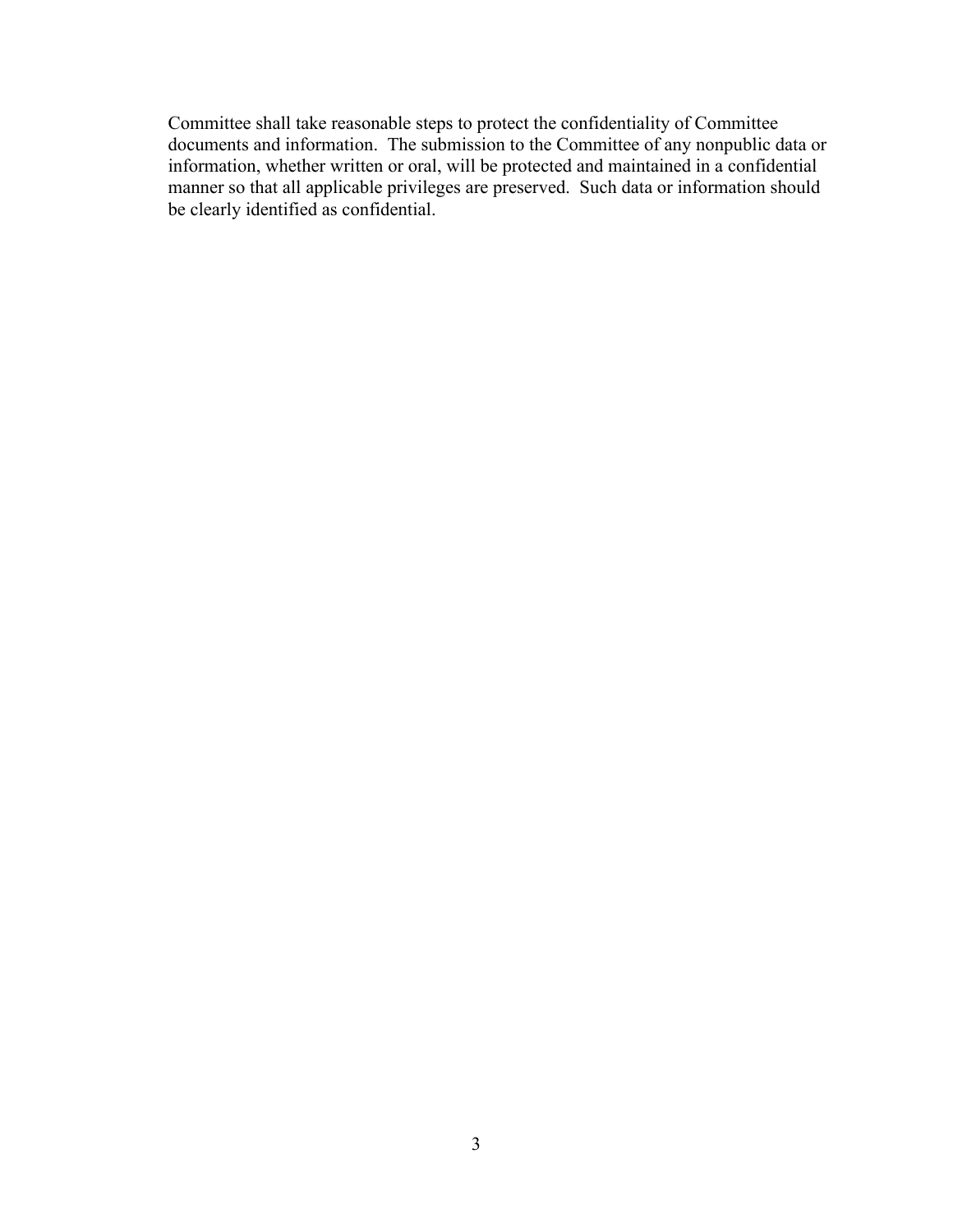Committee shall take reasonable steps to protect the confidentiality of Committee documents and information. The submission to the Committee of any nonpublic data or information, whether written or oral, will be protected and maintained in a confidential manner so that all applicable privileges are preserved. Such data or information should be clearly identified as confidential.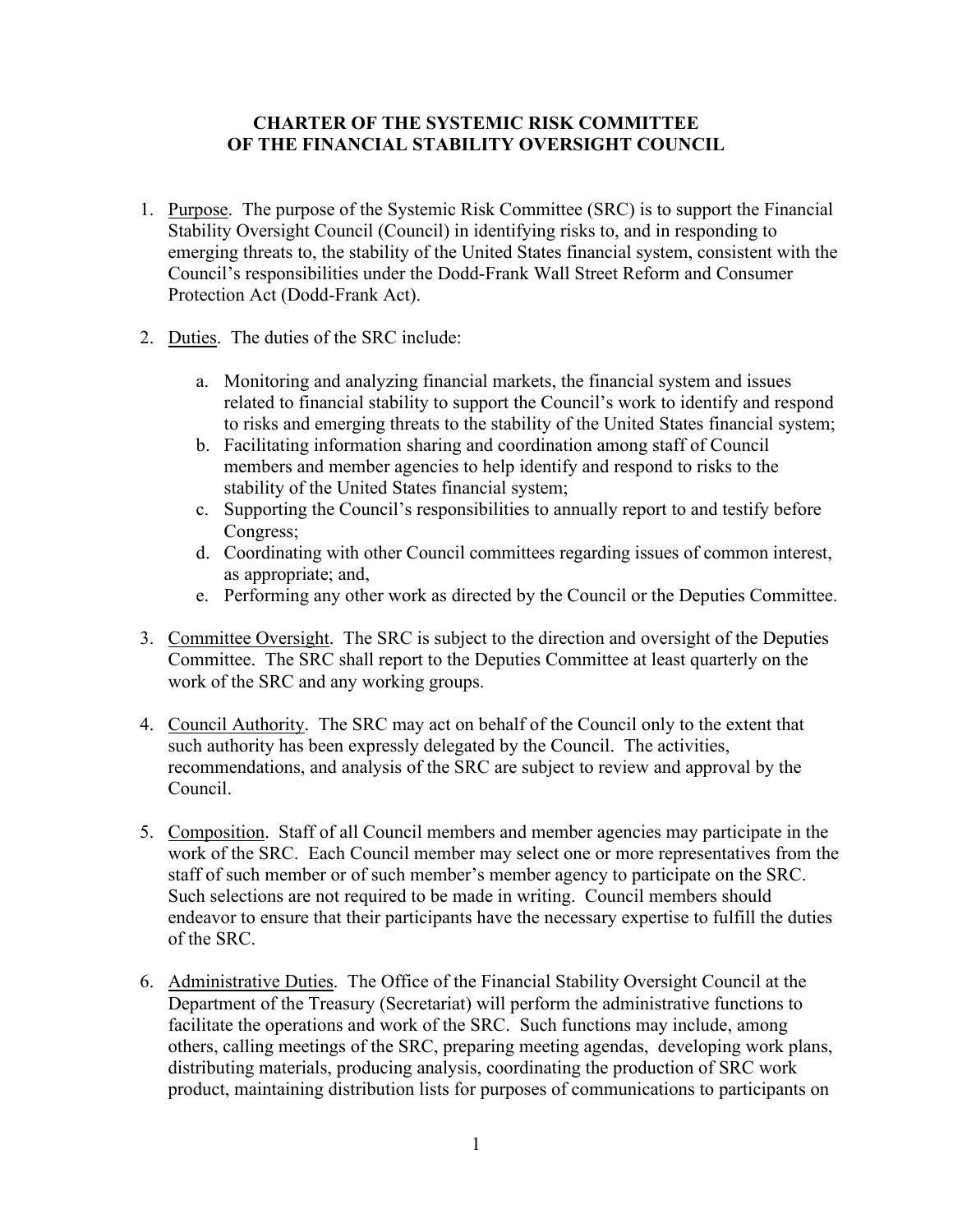# CHARTER OF THE SYSTEMIC RISK COMMITTEE OF THE FINANCIAL STABILITY OVERSIGHT COUNCIL

1. Purpose. The purpose of the Systemic Risk Committee (SRC) is to support the Financial Stability Oversight Council (Council) in identifying risks to, and in responding to emerging threats to, the stability of the United States financial system, consistent with the Council's responsibilities under the Dodd-Frank Wall Street Reform and Consumer Protection Act (Dodd-Frank Act).

2. Duties. The duties of the SRC include:

   a. Monitoring and analyzing financial markets, the financial system and issues related to financial stability to support the Council's work to identify and respond to risks and emerging threats to the stability of the United States financial system;
   b. Facilitating information sharing and coordination among staff of Council members and member agencies to help identify and respond to risks to the stability of the United States financial system;
   c. Supporting the Council's responsibilities to annually report to and testify before Congress;
   d. Coordinating with other Council committees regarding issues of common interest, as appropriate; and,
   e. Performing any other work as directed by the Council or the Deputies Committee.

3. Committee Oversight. The SRC is subject to the direction and oversight of the Deputies Committee. The SRC shall report to the Deputies Committee at least quarterly on the work of the SRC and any working groups.

4. Council Authority. The SRC may act on behalf of the Council only to the extent that such authority has been expressly delegated by the Council. The activities, recommendations, and analysis of the SRC are subject to review and approval by the Council.

5. Composition. Staff of all Council members and member agencies may participate in the work of the SRC. Each Council member may select one or more representatives from the staff of such member or of such member's member agency to participate on the SRC. Such selections are not required to be made in writing. Council members should endeavor to ensure that their participants have the necessary expertise to fulfill the duties of the SRC.

6. Administrative Duties. The Office of the Financial Stability Oversight Council at the Department of the Treasury (Secretariat) will perform the administrative functions to facilitate the operations and work of the SRC. Such functions may include, among others, calling meetings of the SRC, preparing meeting agendas, developing work plans, distributing materials, producing analysis, coordinating the production of SRC work product, maintaining distribution lists for purposes of communications to participants on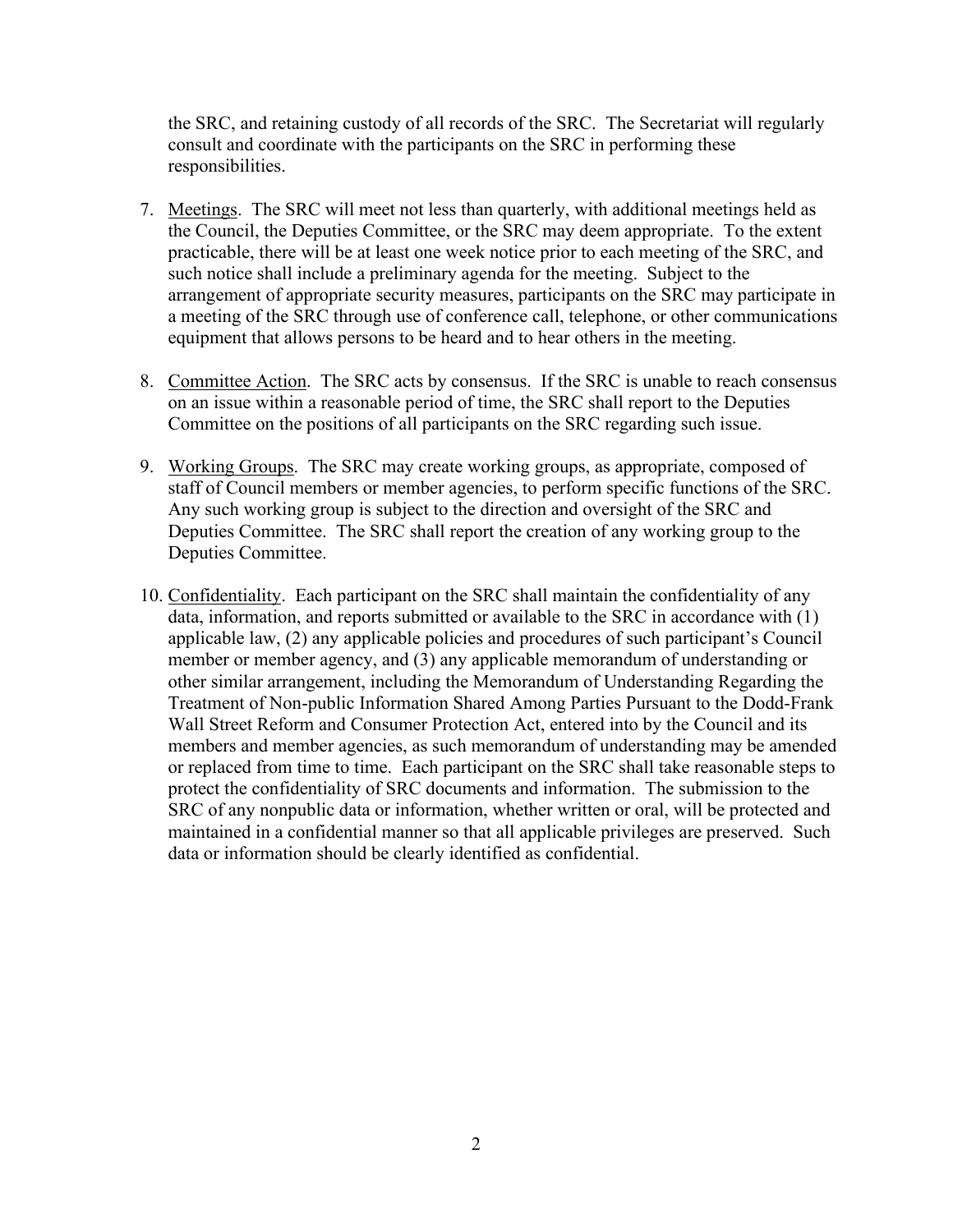the SRC, and retaining custody of all records of the SRC. The Secretariat will regularly consult and coordinate with the participants on the SRC in performing these responsibilities.

7. Meetings. The SRC will meet not less than quarterly, with additional meetings held as the Council, the Deputies Committee, or the SRC may deem appropriate. To the extent practicable, there will be at least one week notice prior to each meeting of the SRC, and such notice shall include a preliminary agenda for the meeting. Subject to the arrangement of appropriate security measures, participants on the SRC may participate in a meeting of the SRC through use of conference call, telephone, or other communications equipment that allows persons to be heard and to hear others in the meeting.

8. Committee Action. The SRC acts by consensus. If the SRC is unable to reach consensus on an issue within a reasonable period of time, the SRC shall report to the Deputies Committee on the positions of all participants on the SRC regarding such issue.

9. Working Groups. The SRC may create working groups, as appropriate, composed of staff of Council members or member agencies, to perform specific functions of the SRC. Any such working group is subject to the direction and oversight of the SRC and Deputies Committee. The SRC shall report the creation of any working group to the Deputies Committee.

10. Confidentiality. Each participant on the SRC shall maintain the confidentiality of any data, information, and reports submitted or available to the SRC in accordance with (1) applicable law, (2) any applicable policies and procedures of such participant's Council member or member agency, and (3) any applicable memorandum of understanding or other similar arrangement, including the Memorandum of Understanding Regarding the Treatment of Non-public Information Shared Among Parties Pursuant to the Dodd-Frank Wall Street Reform and Consumer Protection Act, entered into by the Council and its members and member agencies, as such memorandum of understanding may be amended or replaced from time to time. Each participant on the SRC shall take reasonable steps to protect the confidentiality of SRC documents and information. The submission to the SRC of any nonpublic data or information, whether written or oral, will be protected and maintained in a confidential manner so that all applicable privileges are preserved. Such data or information should be clearly identified as confidential.